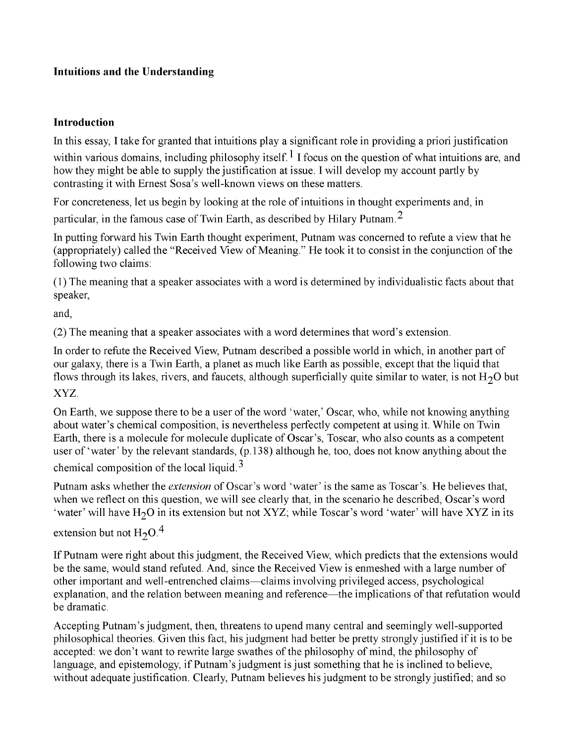**Intuitions and the Understanding**

**Introduction**

In this essay, I take for granted that intuitions play a significant role in providing a priori justification within various domains, including philosophy itself.[1] I focus on the question of what intuitions are, and how they might be able to supply the justification at issue. I will develop my account partly by contrasting it with Ernest Sosa's well-known views on these matters.

For concreteness, let us begin by looking at the role of intuitions in thought experiments and, in particular, in the famous case of Twin Earth, as described by Hilary Putnam.[2]

In putting forward his Twin Earth thought experiment, Putnam was concerned to refute a view that he (appropriately) called the "Received View of Meaning." He took it to consist in the conjunction of the following two claims:

(1) The meaning that a speaker associates with a word is determined by individualistic facts about that speaker,

and,

(2) The meaning that a speaker associates with a word determines that word's extension.

In order to refute the Received View, Putnam described a possible world in which, in another part of our galaxy, there is a Twin Earth, a planet as much like Earth as possible, except that the liquid that flows through its lakes, rivers, and faucets, although superficially quite similar to water, is not $H_2O$ but XYZ.

On Earth, we suppose there to be a user of the word 'water,' Oscar, who, while not knowing anything about water's chemical composition, is nevertheless perfectly competent at using it. While on Twin Earth, there is a molecule for molecule duplicate of Oscar's, Toscar, who also counts as a competent user of 'water' by the relevant standards, (p.138) although he, too, does not know anything about the chemical composition of the local liquid.[3]

Putnam asks whether the *extension* of Oscar's word 'water' is the same as Toscar's. He believes that, when we reflect on this question, we will see clearly that, in the scenario he described, Oscar's word 'water' will have $H_2O$ in its extension but not XYZ; while Toscar's word 'water' will have XYZ in its extension but not $H_2O$.[4]

If Putnam were right about this judgment, the Received View, which predicts that the extensions would be the same, would stand refuted. And, since the Received View is enmeshed with a large number of other important and well-entrenched claims—claims involving privileged access, psychological explanation, and the relation between meaning and reference—the implications of that refutation would be dramatic.

Accepting Putnam's judgment, then, threatens to upend many central and seemingly well-supported philosophical theories. Given this fact, his judgment had better be pretty strongly justified if it is to be accepted: we don't want to rewrite large swathes of the philosophy of mind, the philosophy of language, and epistemology, if Putnam's judgment is just something that he is inclined to believe, without adequate justification. Clearly, Putnam believes his judgment to be strongly justified; and so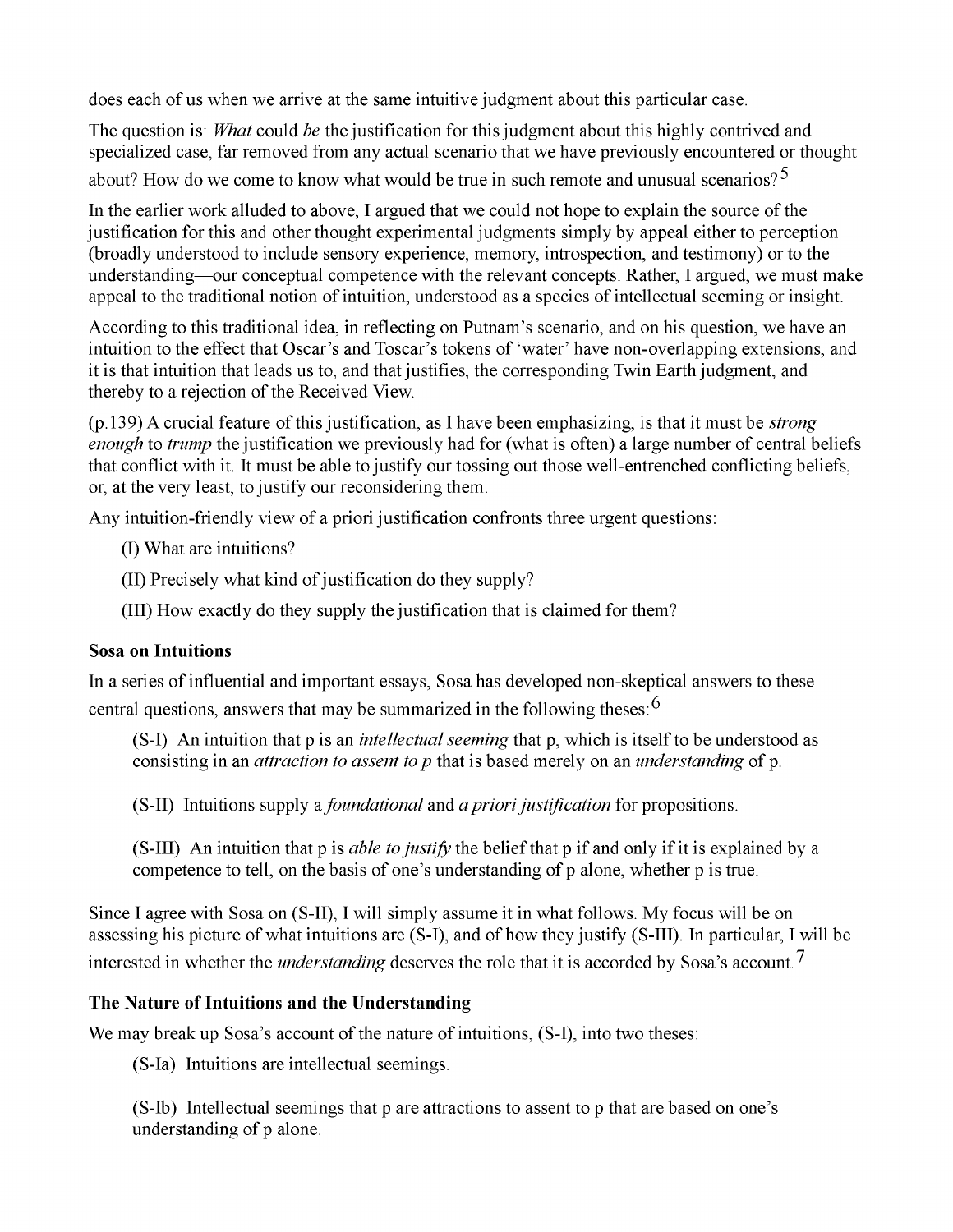does each of us when we arrive at the same intuitive judgment about this particular case.

The question is: *What* could *be* the justification for this judgment about this highly contrived and specialized case, far removed from any actual scenario that we have previously encountered or thought about? How do we come to know what would be true in such remote and unusual scenarios?[5]

In the earlier work alluded to above, I argued that we could not hope to explain the source of the justification for this and other thought experimental judgments simply by appeal either to perception (broadly understood to include sensory experience, memory, introspection, and testimony) or to the understanding—our conceptual competence with the relevant concepts. Rather, I argued, we must make appeal to the traditional notion of intuition, understood as a species of intellectual seeming or insight.

According to this traditional idea, in reflecting on Putnam's scenario, and on his question, we have an intuition to the effect that Oscar's and Toscar's tokens of 'water' have non-overlapping extensions, and it is that intuition that leads us to, and that justifies, the corresponding Twin Earth judgment, and thereby to a rejection of the Received View.

(p.139) A crucial feature of this justification, as I have been emphasizing, is that it must be *strong enough* to *trump* the justification we previously had for (what is often) a large number of central beliefs that conflict with it. It must be able to justify our tossing out those well-entrenched conflicting beliefs, or, at the very least, to justify our reconsidering them.

Any intuition-friendly view of a priori justification confronts three urgent questions:

(I) What are intuitions?

(II) Precisely what kind of justification do they supply?

(III) How exactly do they supply the justification that is claimed for them?

### Sosa on Intuitions

In a series of influential and important essays, Sosa has developed non-skeptical answers to these central questions, answers that may be summarized in the following theses:[6]

> (S-I) An intuition that p is an *intellectual seeming* that p, which is itself to be understood as consisting in an *attraction to assent to p* that is based merely on an *understanding* of p.
>
> (S-II) Intuitions supply a *foundational* and *a priori justification* for propositions.
>
> (S-III) An intuition that p is *able to justify* the belief that p if and only if it is explained by a competence to tell, on the basis of one's understanding of p alone, whether p is true.

Since I agree with Sosa on (S-II), I will simply assume it in what follows. My focus will be on assessing his picture of what intuitions are (S-I), and of how they justify (S-III). In particular, I will be interested in whether the *understanding* deserves the role that it is accorded by Sosa's account.[7]

### The Nature of Intuitions and the Understanding

We may break up Sosa's account of the nature of intuitions, (S-I), into two theses:

> (S-Ia) Intuitions are intellectual seemings.
>
> (S-Ib) Intellectual seemings that p are attractions to assent to p that are based on one's understanding of p alone.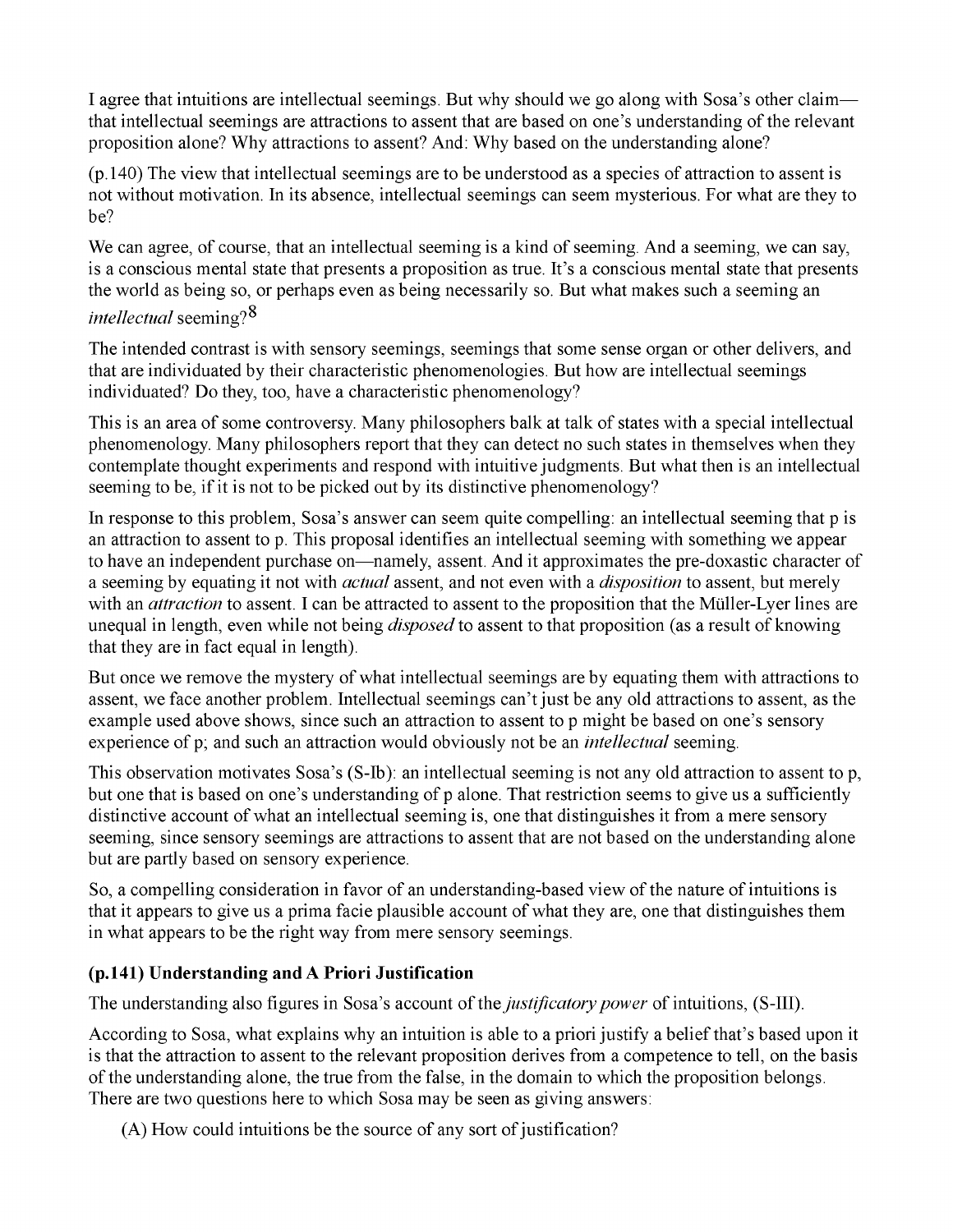I agree that intuitions are intellectual seemings. But why should we go along with Sosa's other claim—that intellectual seemings are attractions to assent that are based on one's understanding of the relevant proposition alone? Why attractions to assent? And: Why based on the understanding alone?

(p.140) The view that intellectual seemings are to be understood as a species of attraction to assent is not without motivation. In its absence, intellectual seemings can seem mysterious. For what are they to be?

We can agree, of course, that an intellectual seeming is a kind of seeming. And a seeming, we can say, is a conscious mental state that presents a proposition as true. It's a conscious mental state that presents the world as being so, or perhaps even as being necessarily so. But what makes such a seeming an *intellectual* seeming?[8]

The intended contrast is with sensory seemings, seemings that some sense organ or other delivers, and that are individuated by their characteristic phenomenologies. But how are intellectual seemings individuated? Do they, too, have a characteristic phenomenology?

This is an area of some controversy. Many philosophers balk at talk of states with a special intellectual phenomenology. Many philosophers report that they can detect no such states in themselves when they contemplate thought experiments and respond with intuitive judgments. But what then is an intellectual seeming to be, if it is not to be picked out by its distinctive phenomenology?

In response to this problem, Sosa's answer can seem quite compelling: an intellectual seeming that p is an attraction to assent to p. This proposal identifies an intellectual seeming with something we appear to have an independent purchase on—namely, assent. And it approximates the pre-doxastic character of a seeming by equating it not with *actual* assent, and not even with a *disposition* to assent, but merely with an *attraction* to assent. I can be attracted to assent to the proposition that the Müller-Lyer lines are unequal in length, even while not being *disposed* to assent to that proposition (as a result of knowing that they are in fact equal in length).

But once we remove the mystery of what intellectual seemings are by equating them with attractions to assent, we face another problem. Intellectual seemings can't just be any old attractions to assent, as the example used above shows, since such an attraction to assent to p might be based on one's sensory experience of p; and such an attraction would obviously not be an *intellectual* seeming.

This observation motivates Sosa's (S-Ib): an intellectual seeming is not any old attraction to assent to p, but one that is based on one's understanding of p alone. That restriction seems to give us a sufficiently distinctive account of what an intellectual seeming is, one that distinguishes it from a mere sensory seeming, since sensory seemings are attractions to assent that are not based on the understanding alone but are partly based on sensory experience.

So, a compelling consideration in favor of an understanding-based view of the nature of intuitions is that it appears to give us a prima facie plausible account of what they are, one that distinguishes them in what appears to be the right way from mere sensory seemings.

## (p.141) Understanding and A Priori Justification

The understanding also figures in Sosa's account of the *justificatory power* of intuitions, (S-III).

According to Sosa, what explains why an intuition is able to a priori justify a belief that's based upon it is that the attraction to assent to the relevant proposition derives from a competence to tell, on the basis of the understanding alone, the true from the false, in the domain to which the proposition belongs. There are two questions here to which Sosa may be seen as giving answers:

(A) How could intuitions be the source of any sort of justification?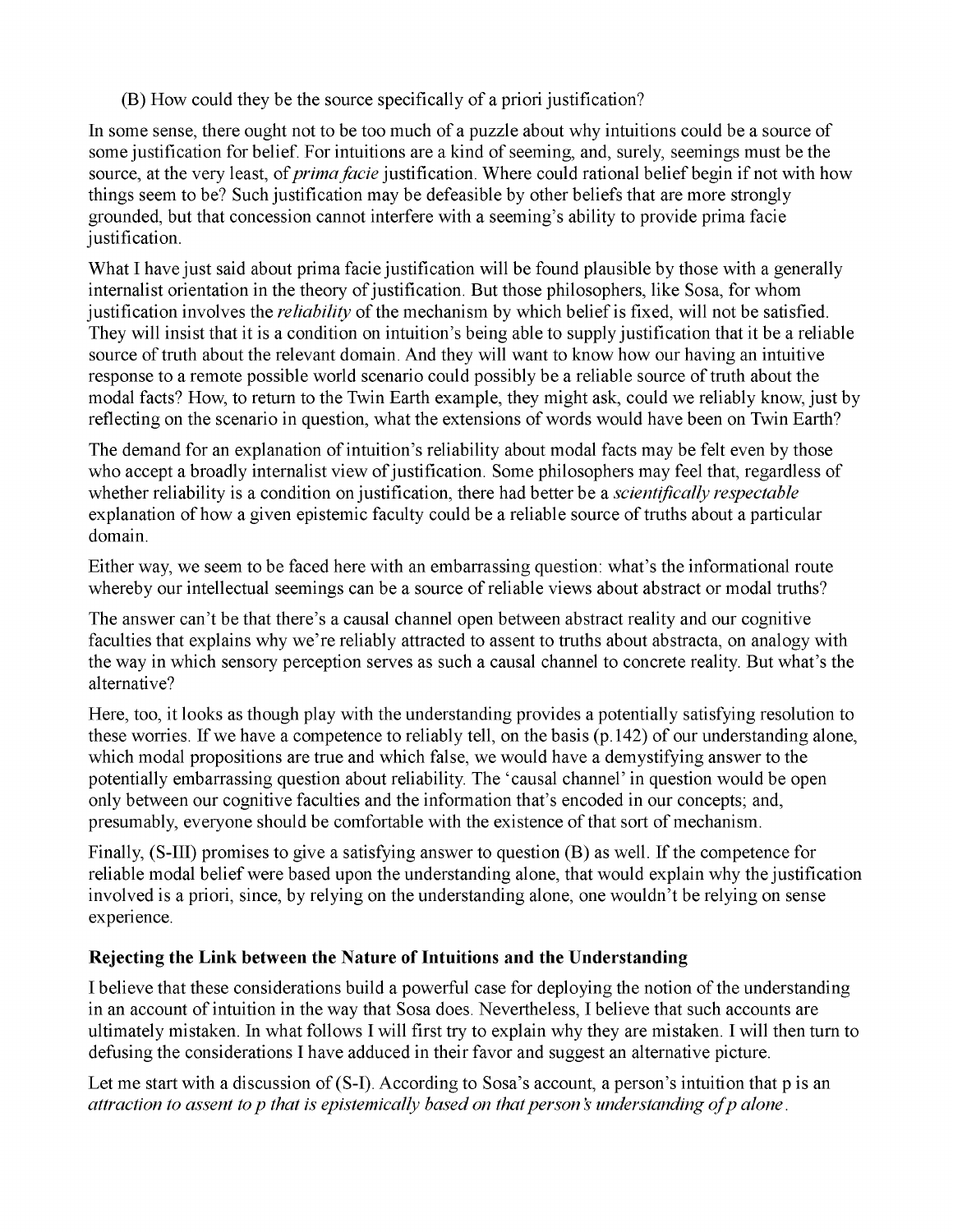(B) How could they be the source specifically of a priori justification?

In some sense, there ought not to be too much of a puzzle about why intuitions could be a source of some justification for belief. For intuitions are a kind of seeming, and, surely, seemings must be the source, at the very least, of *prima facie* justification. Where could rational belief begin if not with how things seem to be? Such justification may be defeasible by other beliefs that are more strongly grounded, but that concession cannot interfere with a seeming's ability to provide prima facie justification.

What I have just said about prima facie justification will be found plausible by those with a generally internalist orientation in the theory of justification. But those philosophers, like Sosa, for whom justification involves the *reliability* of the mechanism by which belief is fixed, will not be satisfied. They will insist that it is a condition on intuition's being able to supply justification that it be a reliable source of truth about the relevant domain. And they will want to know how our having an intuitive response to a remote possible world scenario could possibly be a reliable source of truth about the modal facts? How, to return to the Twin Earth example, they might ask, could we reliably know, just by reflecting on the scenario in question, what the extensions of words would have been on Twin Earth?

The demand for an explanation of intuition's reliability about modal facts may be felt even by those who accept a broadly internalist view of justification. Some philosophers may feel that, regardless of whether reliability is a condition on justification, there had better be a *scientifically respectable* explanation of how a given epistemic faculty could be a reliable source of truths about a particular domain.

Either way, we seem to be faced here with an embarrassing question: what's the informational route whereby our intellectual seemings can be a source of reliable views about abstract or modal truths?

The answer can't be that there's a causal channel open between abstract reality and our cognitive faculties that explains why we're reliably attracted to assent to truths about abstracta, on analogy with the way in which sensory perception serves as such a causal channel to concrete reality. But what's the alternative?

Here, too, it looks as though play with the understanding provides a potentially satisfying resolution to these worries. If we have a competence to reliably tell, on the basis (p.142) of our understanding alone, which modal propositions are true and which false, we would have a demystifying answer to the potentially embarrassing question about reliability. The 'causal channel' in question would be open only between our cognitive faculties and the information that's encoded in our concepts; and, presumably, everyone should be comfortable with the existence of that sort of mechanism.

Finally, (S-III) promises to give a satisfying answer to question (B) as well. If the competence for reliable modal belief were based upon the understanding alone, that would explain why the justification involved is a priori, since, by relying on the understanding alone, one wouldn't be relying on sense experience.

### Rejecting the Link between the Nature of Intuitions and the Understanding

I believe that these considerations build a powerful case for deploying the notion of the understanding in an account of intuition in the way that Sosa does. Nevertheless, I believe that such accounts are ultimately mistaken. In what follows I will first try to explain why they are mistaken. I will then turn to defusing the considerations I have adduced in their favor and suggest an alternative picture.

Let me start with a discussion of (S-I). According to Sosa's account, a person's intuition that p is an *attraction to assent to p that is epistemically based on that person's understanding of p alone*.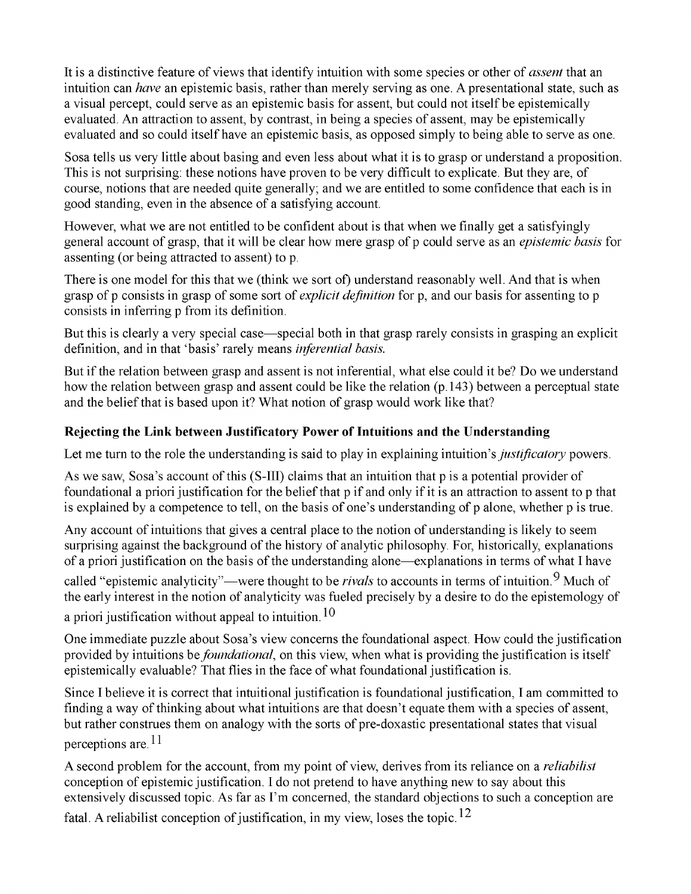It is a distinctive feature of views that identify intuition with some species or other of *assent* that an intuition can *have* an epistemic basis, rather than merely serving as one. A presentational state, such as a visual percept, could serve as an epistemic basis for assent, but could not itself be epistemically evaluated. An attraction to assent, by contrast, in being a species of assent, may be epistemically evaluated and so could itself have an epistemic basis, as opposed simply to being able to serve as one.

Sosa tells us very little about basing and even less about what it is to grasp or understand a proposition. This is not surprising: these notions have proven to be very difficult to explicate. But they are, of course, notions that are needed quite generally; and we are entitled to some confidence that each is in good standing, even in the absence of a satisfying account.

However, what we are not entitled to be confident about is that when we finally get a satisfyingly general account of grasp, that it will be clear how mere grasp of p could serve as an *epistemic basis* for assenting (or being attracted to assent) to p.

There is one model for this that we (think we sort of) understand reasonably well. And that is when grasp of p consists in grasp of some sort of *explicit definition* for p, and our basis for assenting to p consists in inferring p from its definition.

But this is clearly a very special case—special both in that grasp rarely consists in grasping an explicit definition, and in that 'basis' rarely means *inferential basis.*

But if the relation between grasp and assent is not inferential, what else could it be? Do we understand how the relation between grasp and assent could be like the relation (p.143) between a perceptual state and the belief that is based upon it? What notion of grasp would work like that?

### Rejecting the Link between Justificatory Power of Intuitions and the Understanding

Let me turn to the role the understanding is said to play in explaining intuition's *justificatory* powers.

As we saw, Sosa's account of this (S-III) claims that an intuition that p is a potential provider of foundational a priori justification for the belief that p if and only if it is an attraction to assent to p that is explained by a competence to tell, on the basis of one's understanding of p alone, whether p is true.

Any account of intuitions that gives a central place to the notion of understanding is likely to seem surprising against the background of the history of analytic philosophy. For, historically, explanations of a priori justification on the basis of the understanding alone—explanations in terms of what I have called "epistemic analyticity"—were thought to be *rivals* to accounts in terms of intuition.[9] Much of the early interest in the notion of analyticity was fueled precisely by a desire to do the epistemology of a priori justification without appeal to intuition.[10]

One immediate puzzle about Sosa's view concerns the foundational aspect. How could the justification provided by intuitions be *foundational*, on this view, when what is providing the justification is itself epistemically evaluable? That flies in the face of what foundational justification is.

Since I believe it is correct that intuitional justification is foundational justification, I am committed to finding a way of thinking about what intuitions are that doesn't equate them with a species of assent, but rather construes them on analogy with the sorts of pre-doxastic presentational states that visual perceptions are.[11]

A second problem for the account, from my point of view, derives from its reliance on a *reliabilist* conception of epistemic justification. I do not pretend to have anything new to say about this extensively discussed topic. As far as I'm concerned, the standard objections to such a conception are fatal. A reliabilist conception of justification, in my view, loses the topic.[12]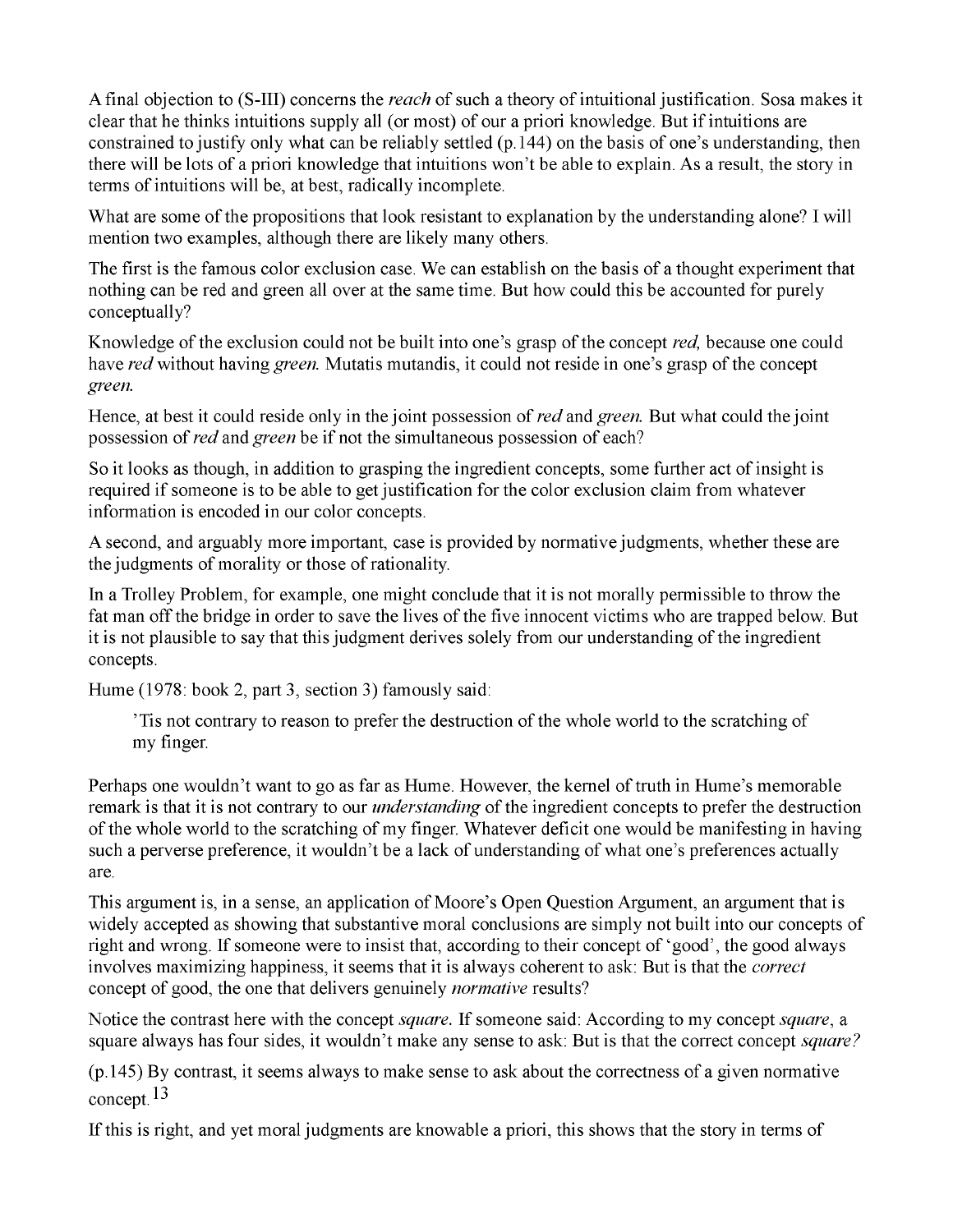A final objection to (S-III) concerns the *reach* of such a theory of intuitional justification. Sosa makes it clear that he thinks intuitions supply all (or most) of our a priori knowledge. But if intuitions are constrained to justify only what can be reliably settled (p.144) on the basis of one's understanding, then there will be lots of a priori knowledge that intuitions won't be able to explain. As a result, the story in terms of intuitions will be, at best, radically incomplete.

What are some of the propositions that look resistant to explanation by the understanding alone? I will mention two examples, although there are likely many others.

The first is the famous color exclusion case. We can establish on the basis of a thought experiment that nothing can be red and green all over at the same time. But how could this be accounted for purely conceptually?

Knowledge of the exclusion could not be built into one's grasp of the concept *red,* because one could have *red* without having *green.* Mutatis mutandis, it could not reside in one's grasp of the concept *green.*

Hence, at best it could reside only in the joint possession of *red* and *green.* But what could the joint possession of *red* and *green* be if not the simultaneous possession of each?

So it looks as though, in addition to grasping the ingredient concepts, some further act of insight is required if someone is to be able to get justification for the color exclusion claim from whatever information is encoded in our color concepts.

A second, and arguably more important, case is provided by normative judgments, whether these are the judgments of morality or those of rationality.

In a Trolley Problem, for example, one might conclude that it is not morally permissible to throw the fat man off the bridge in order to save the lives of the five innocent victims who are trapped below. But it is not plausible to say that this judgment derives solely from our understanding of the ingredient concepts.

Hume (1978: book 2, part 3, section 3) famously said:

> 'Tis not contrary to reason to prefer the destruction of the whole world to the scratching of my finger.

Perhaps one wouldn't want to go as far as Hume. However, the kernel of truth in Hume's memorable remark is that it is not contrary to our *understanding* of the ingredient concepts to prefer the destruction of the whole world to the scratching of my finger. Whatever deficit one would be manifesting in having such a perverse preference, it wouldn't be a lack of understanding of what one's preferences actually are.

This argument is, in a sense, an application of Moore's Open Question Argument, an argument that is widely accepted as showing that substantive moral conclusions are simply not built into our concepts of right and wrong. If someone were to insist that, according to their concept of 'good', the good always involves maximizing happiness, it seems that it is always coherent to ask: But is that the *correct* concept of good, the one that delivers genuinely *normative* results?

Notice the contrast here with the concept *square.* If someone said: According to my concept *square*, a square always has four sides, it wouldn't make any sense to ask: But is that the correct concept *square?*

(p.145) By contrast, it seems always to make sense to ask about the correctness of a given normative concept.[13]

If this is right, and yet moral judgments are knowable a priori, this shows that the story in terms of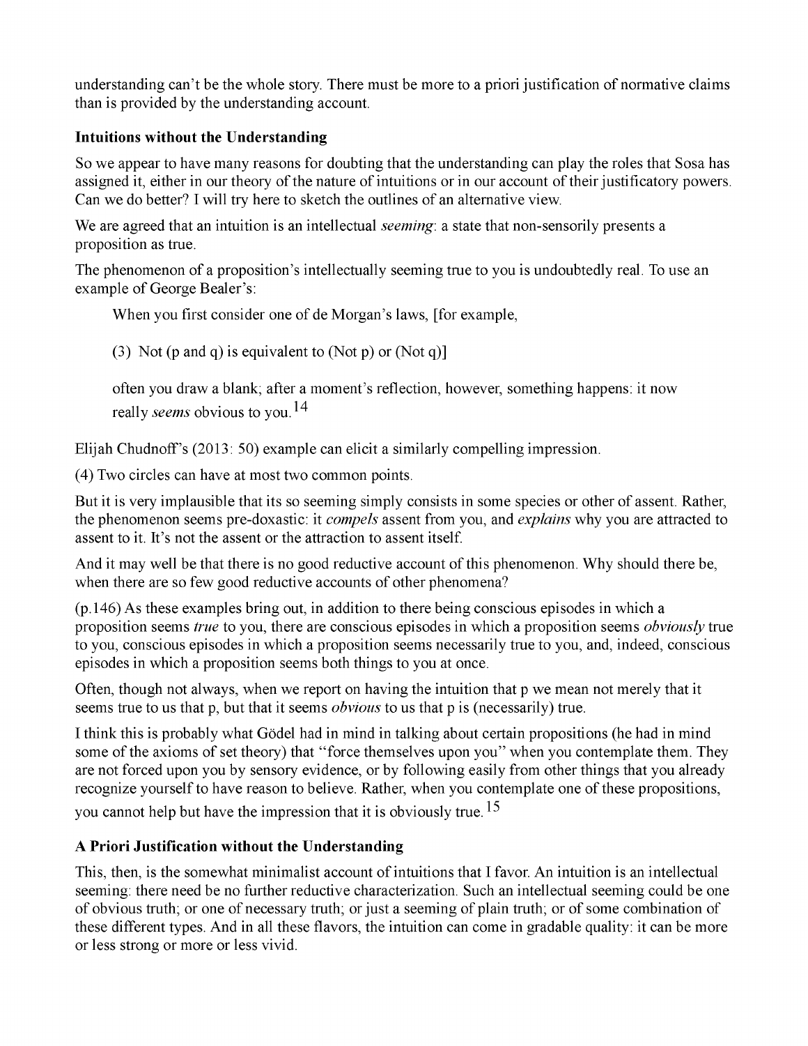understanding can't be the whole story. There must be more to a priori justification of normative claims than is provided by the understanding account.

## Intuitions without the Understanding

So we appear to have many reasons for doubting that the understanding can play the roles that Sosa has assigned it, either in our theory of the nature of intuitions or in our account of their justificatory powers. Can we do better? I will try here to sketch the outlines of an alternative view.

We are agreed that an intuition is an intellectual *seeming*: a state that non-sensorily presents a proposition as true.

The phenomenon of a proposition's intellectually seeming true to you is undoubtedly real. To use an example of George Bealer's:

> When you first consider one of de Morgan's laws, [for example,
>
> (3) Not (p and q) is equivalent to (Not p) or (Not q)]
>
> often you draw a blank; after a moment's reflection, however, something happens: it now really *seems* obvious to you.[14]

Elijah Chudnoff's (2013: 50) example can elicit a similarly compelling impression.

(4) Two circles can have at most two common points.

But it is very implausible that its so seeming simply consists in some species or other of assent. Rather, the phenomenon seems pre-doxastic: it *compels* assent from you, and *explains* why you are attracted to assent to it. It's not the assent or the attraction to assent itself.

And it may well be that there is no good reductive account of this phenomenon. Why should there be, when there are so few good reductive accounts of other phenomena?

(p.146) As these examples bring out, in addition to there being conscious episodes in which a proposition seems *true* to you, there are conscious episodes in which a proposition seems *obviously* true to you, conscious episodes in which a proposition seems necessarily true to you, and, indeed, conscious episodes in which a proposition seems both things to you at once.

Often, though not always, when we report on having the intuition that p we mean not merely that it seems true to us that p, but that it seems *obvious* to us that p is (necessarily) true.

I think this is probably what Gödel had in mind in talking about certain propositions (he had in mind some of the axioms of set theory) that "force themselves upon you" when you contemplate them. They are not forced upon you by sensory evidence, or by following easily from other things that you already recognize yourself to have reason to believe. Rather, when you contemplate one of these propositions, you cannot help but have the impression that it is obviously true.[15]

## A Priori Justification without the Understanding

This, then, is the somewhat minimalist account of intuitions that I favor. An intuition is an intellectual seeming: there need be no further reductive characterization. Such an intellectual seeming could be one of obvious truth; or one of necessary truth; or just a seeming of plain truth; or of some combination of these different types. And in all these flavors, the intuition can come in gradable quality: it can be more or less strong or more or less vivid.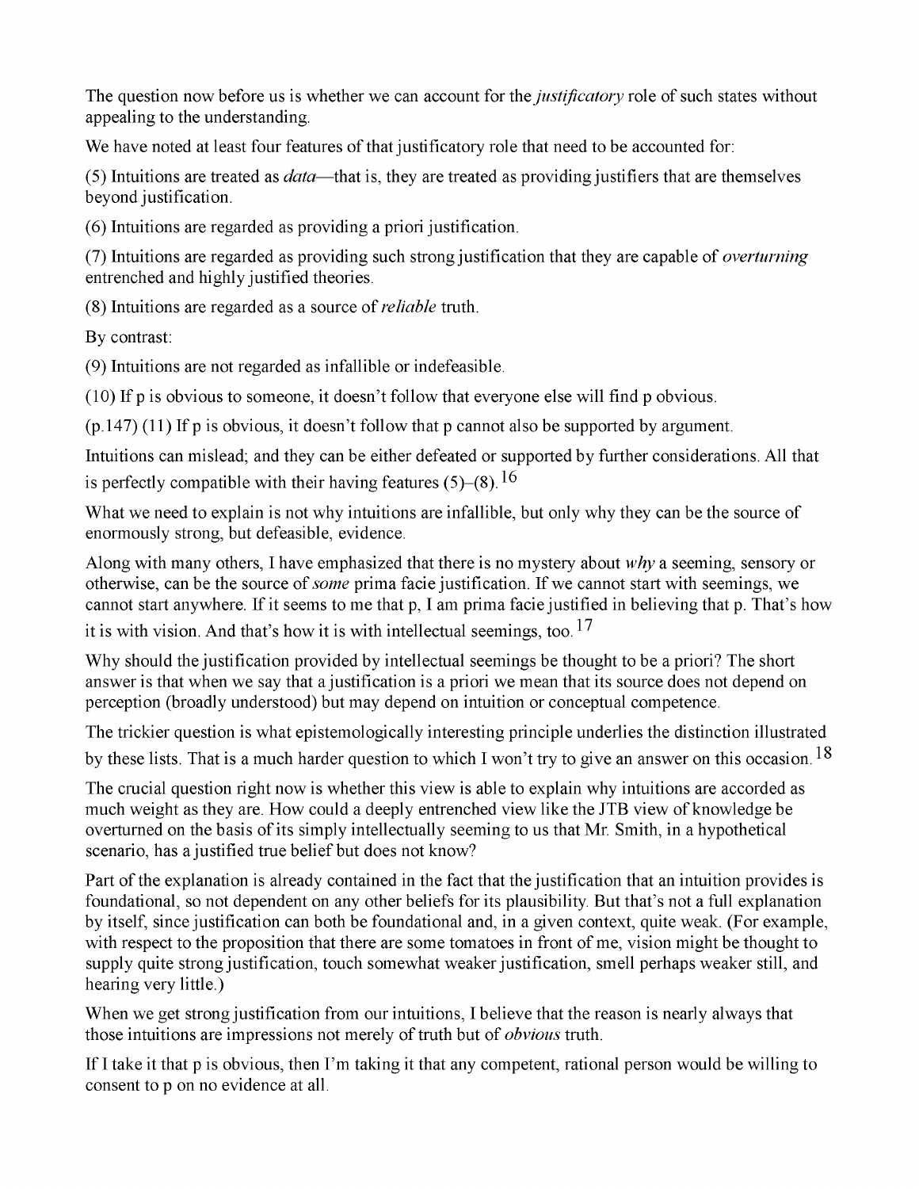The question now before us is whether we can account for the *justificatory* role of such states without appealing to the understanding.

We have noted at least four features of that justificatory role that need to be accounted for:

(5) Intuitions are treated as *data*—that is, they are treated as providing justifiers that are themselves beyond justification.

(6) Intuitions are regarded as providing a priori justification.

(7) Intuitions are regarded as providing such strong justification that they are capable of *overturning* entrenched and highly justified theories.

(8) Intuitions are regarded as a source of *reliable* truth.

By contrast:

(9) Intuitions are not regarded as infallible or indefeasible.

(10) If p is obvious to someone, it doesn't follow that everyone else will find p obvious.

(p.147) (11) If p is obvious, it doesn't follow that p cannot also be supported by argument.

Intuitions can mislead; and they can be either defeated or supported by further considerations. All that is perfectly compatible with their having features (5)–(8).[16]

What we need to explain is not why intuitions are infallible, but only why they can be the source of enormously strong, but defeasible, evidence.

Along with many others, I have emphasized that there is no mystery about *why* a seeming, sensory or otherwise, can be the source of *some* prima facie justification. If we cannot start with seemings, we cannot start anywhere. If it seems to me that p, I am prima facie justified in believing that p. That's how it is with vision. And that's how it is with intellectual seemings, too.[17]

Why should the justification provided by intellectual seemings be thought to be a priori? The short answer is that when we say that a justification is a priori we mean that its source does not depend on perception (broadly understood) but may depend on intuition or conceptual competence.

The trickier question is what epistemologically interesting principle underlies the distinction illustrated by these lists. That is a much harder question to which I won't try to give an answer on this occasion.[18]

The crucial question right now is whether this view is able to explain why intuitions are accorded as much weight as they are. How could a deeply entrenched view like the JTB view of knowledge be overturned on the basis of its simply intellectually seeming to us that Mr. Smith, in a hypothetical scenario, has a justified true belief but does not know?

Part of the explanation is already contained in the fact that the justification that an intuition provides is foundational, so not dependent on any other beliefs for its plausibility. But that's not a full explanation by itself, since justification can both be foundational and, in a given context, quite weak. (For example, with respect to the proposition that there are some tomatoes in front of me, vision might be thought to supply quite strong justification, touch somewhat weaker justification, smell perhaps weaker still, and hearing very little.)

When we get strong justification from our intuitions, I believe that the reason is nearly always that those intuitions are impressions not merely of truth but of *obvious* truth.

If I take it that p is obvious, then I'm taking it that any competent, rational person would be willing to consent to p on no evidence at all.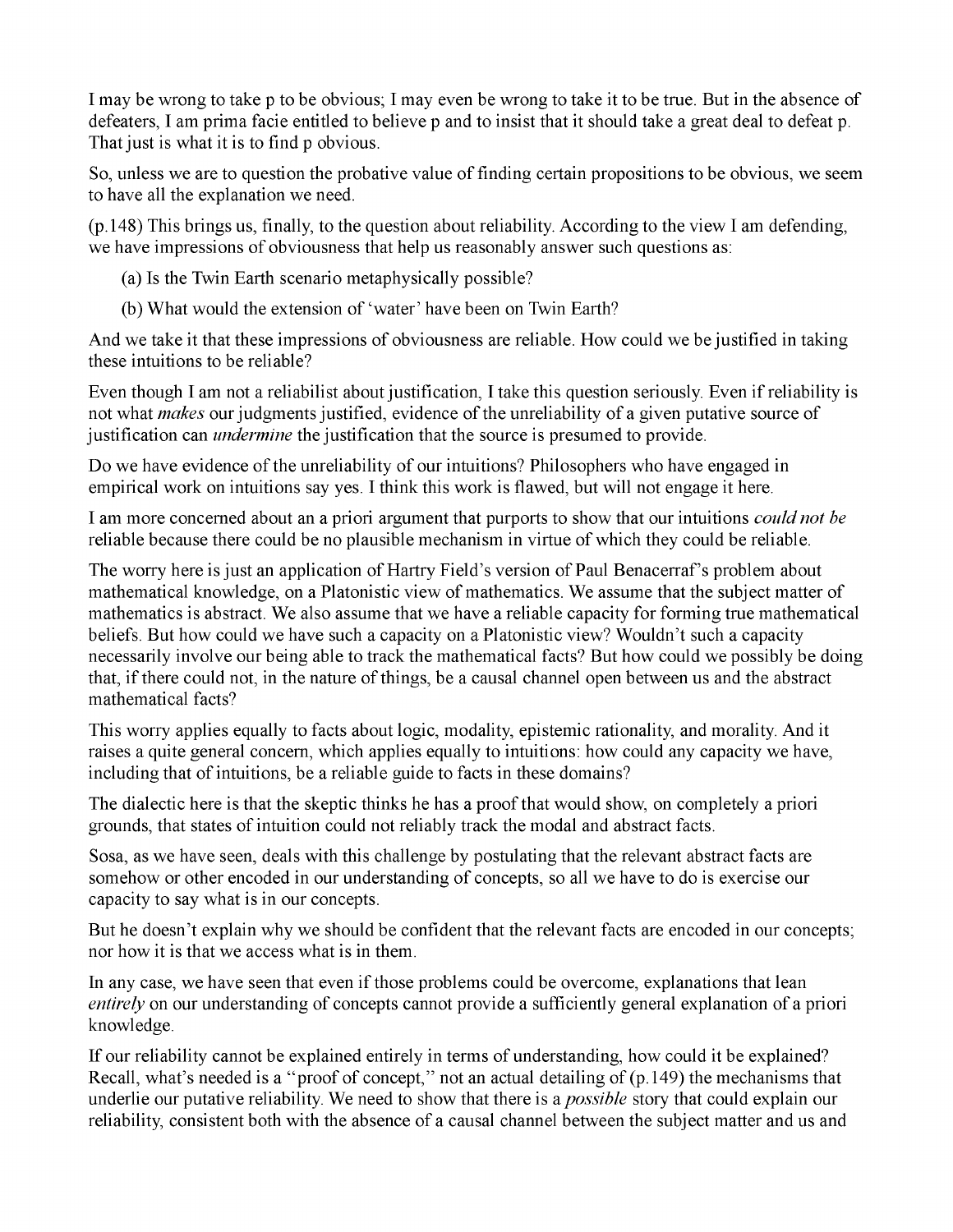I may be wrong to take p to be obvious; I may even be wrong to take it to be true. But in the absence of defeaters, I am prima facie entitled to believe p and to insist that it should take a great deal to defeat p. That just is what it is to find p obvious.

So, unless we are to question the probative value of finding certain propositions to be obvious, we seem to have all the explanation we need.

(p.148) This brings us, finally, to the question about reliability. According to the view I am defending, we have impressions of obviousness that help us reasonably answer such questions as:

(a) Is the Twin Earth scenario metaphysically possible?

(b) What would the extension of 'water' have been on Twin Earth?

And we take it that these impressions of obviousness are reliable. How could we be justified in taking these intuitions to be reliable?

Even though I am not a reliabilist about justification, I take this question seriously. Even if reliability is not what *makes* our judgments justified, evidence of the unreliability of a given putative source of justification can *undermine* the justification that the source is presumed to provide.

Do we have evidence of the unreliability of our intuitions? Philosophers who have engaged in empirical work on intuitions say yes. I think this work is flawed, but will not engage it here.

I am more concerned about an a priori argument that purports to show that our intuitions *could not be* reliable because there could be no plausible mechanism in virtue of which they could be reliable.

The worry here is just an application of Hartry Field's version of Paul Benacerraf's problem about mathematical knowledge, on a Platonistic view of mathematics. We assume that the subject matter of mathematics is abstract. We also assume that we have a reliable capacity for forming true mathematical beliefs. But how could we have such a capacity on a Platonistic view? Wouldn't such a capacity necessarily involve our being able to track the mathematical facts? But how could we possibly be doing that, if there could not, in the nature of things, be a causal channel open between us and the abstract mathematical facts?

This worry applies equally to facts about logic, modality, epistemic rationality, and morality. And it raises a quite general concern, which applies equally to intuitions: how could any capacity we have, including that of intuitions, be a reliable guide to facts in these domains?

The dialectic here is that the skeptic thinks he has a proof that would show, on completely a priori grounds, that states of intuition could not reliably track the modal and abstract facts.

Sosa, as we have seen, deals with this challenge by postulating that the relevant abstract facts are somehow or other encoded in our understanding of concepts, so all we have to do is exercise our capacity to say what is in our concepts.

But he doesn't explain why we should be confident that the relevant facts are encoded in our concepts; nor how it is that we access what is in them.

In any case, we have seen that even if those problems could be overcome, explanations that lean *entirely* on our understanding of concepts cannot provide a sufficiently general explanation of a priori knowledge.

If our reliability cannot be explained entirely in terms of understanding, how could it be explained? Recall, what's needed is a "proof of concept," not an actual detailing of (p.149) the mechanisms that underlie our putative reliability. We need to show that there is a *possible* story that could explain our reliability, consistent both with the absence of a causal channel between the subject matter and us and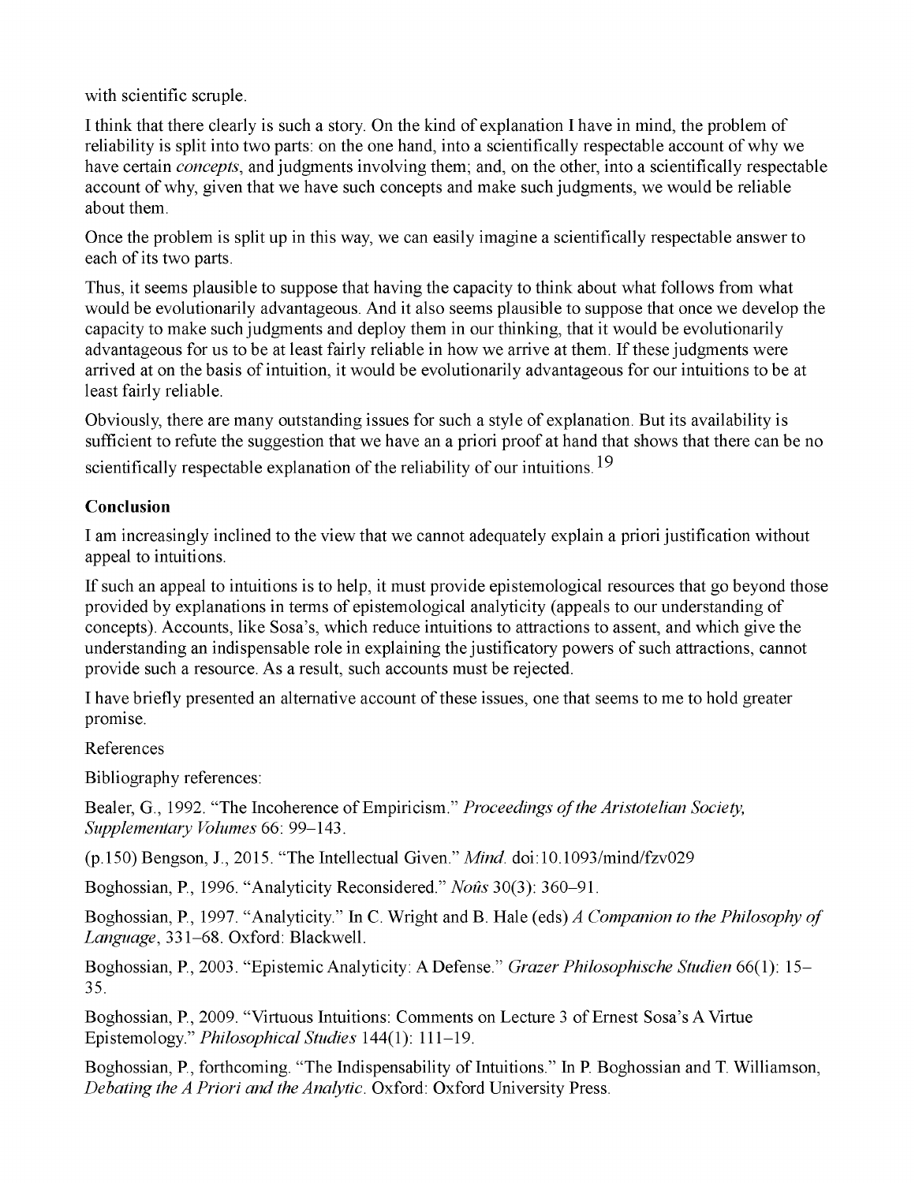with scientific scruple.

I think that there clearly is such a story. On the kind of explanation I have in mind, the problem of reliability is split into two parts: on the one hand, into a scientifically respectable account of why we have certain *concepts*, and judgments involving them; and, on the other, into a scientifically respectable account of why, given that we have such concepts and make such judgments, we would be reliable about them.

Once the problem is split up in this way, we can easily imagine a scientifically respectable answer to each of its two parts.

Thus, it seems plausible to suppose that having the capacity to think about what follows from what would be evolutionarily advantageous. And it also seems plausible to suppose that once we develop the capacity to make such judgments and deploy them in our thinking, that it would be evolutionarily advantageous for us to be at least fairly reliable in how we arrive at them. If these judgments were arrived at on the basis of intuition, it would be evolutionarily advantageous for our intuitions to be at least fairly reliable.

Obviously, there are many outstanding issues for such a style of explanation. But its availability is sufficient to refute the suggestion that we have an a priori proof at hand that shows that there can be no scientifically respectable explanation of the reliability of our intuitions.[19]

## Conclusion

I am increasingly inclined to the view that we cannot adequately explain a priori justification without appeal to intuitions.

If such an appeal to intuitions is to help, it must provide epistemological resources that go beyond those provided by explanations in terms of epistemological analyticity (appeals to our understanding of concepts). Accounts, like Sosa's, which reduce intuitions to attractions to assent, and which give the understanding an indispensable role in explaining the justificatory powers of such attractions, cannot provide such a resource. As a result, such accounts must be rejected.

I have briefly presented an alternative account of these issues, one that seems to me to hold greater promise.

References

Bibliography references:

Bealer, G., 1992. "The Incoherence of Empiricism." *Proceedings of the Aristotelian Society, Supplementary Volumes* 66: 99–143.

(p.150) Bengson, J., 2015. "The Intellectual Given." *Mind*. doi:10.1093/mind/fzv029

Boghossian, P., 1996. "Analyticity Reconsidered." *Noûs* 30(3): 360–91.

Boghossian, P., 1997. "Analyticity." In C. Wright and B. Hale (eds) *A Companion to the Philosophy of Language*, 331–68. Oxford: Blackwell.

Boghossian, P., 2003. "Epistemic Analyticity: A Defense." *Grazer Philosophische Studien* 66(1): 15–35.

Boghossian, P., 2009. "Virtuous Intuitions: Comments on Lecture 3 of Ernest Sosa's A Virtue Epistemology." *Philosophical Studies* 144(1): 111–19.

Boghossian, P., forthcoming. "The Indispensability of Intuitions." In P. Boghossian and T. Williamson, *Debating the A Priori and the Analytic*. Oxford: Oxford University Press.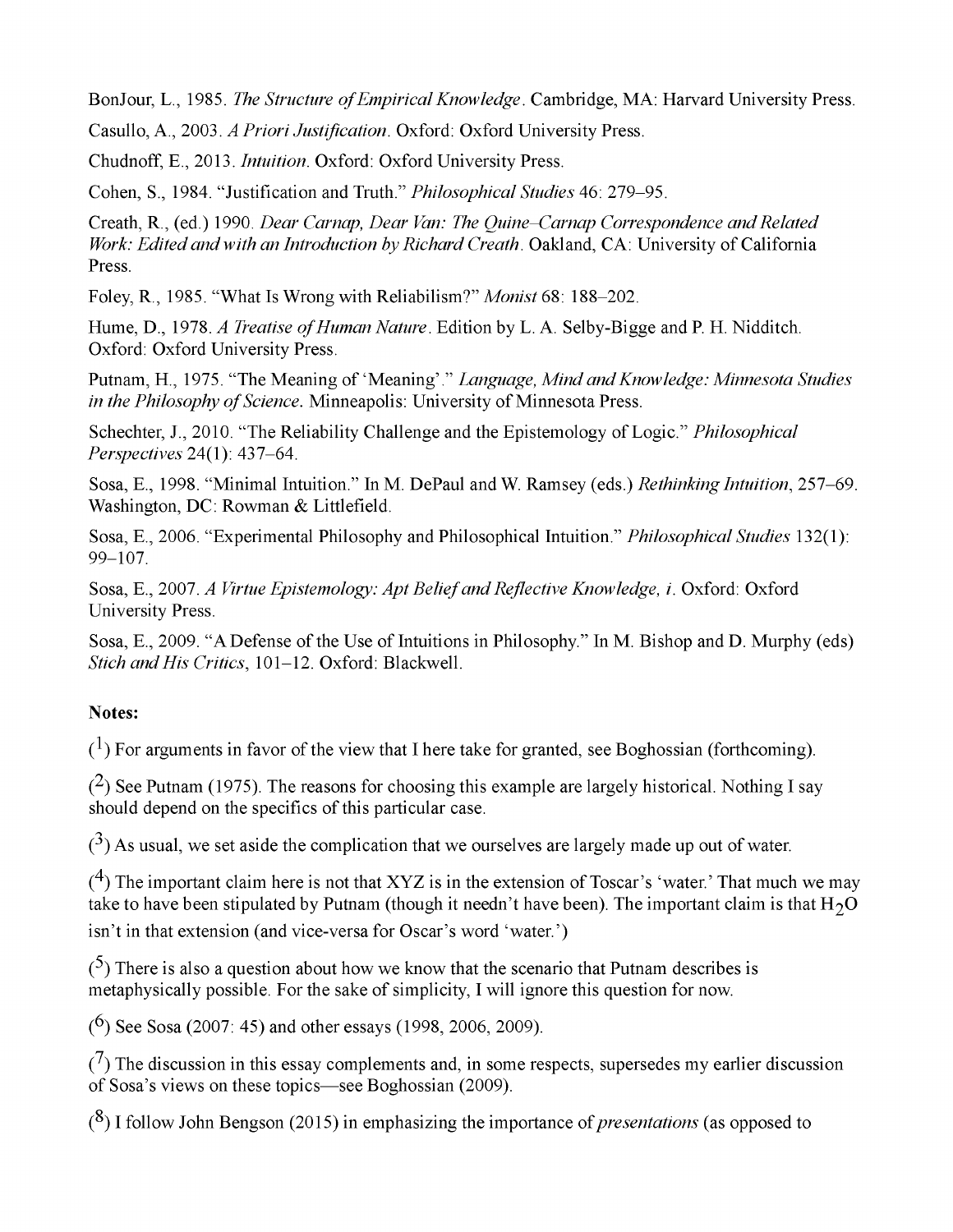BonJour, L., 1985. *The Structure of Empirical Knowledge*. Cambridge, MA: Harvard University Press.

Casullo, A., 2003. *A Priori Justification*. Oxford: Oxford University Press.

Chudnoff, E., 2013. *Intuition*. Oxford: Oxford University Press.

Cohen, S., 1984. "Justification and Truth." *Philosophical Studies* 46: 279–95.

Creath, R., (ed.) 1990. *Dear Carnap, Dear Van: The Quine–Carnap Correspondence and Related Work: Edited and with an Introduction by Richard Creath*. Oakland, CA: University of California Press.

Foley, R., 1985. "What Is Wrong with Reliabilism?" *Monist* 68: 188–202.

Hume, D., 1978. *A Treatise of Human Nature*. Edition by L. A. Selby-Bigge and P. H. Nidditch. Oxford: Oxford University Press.

Putnam, H., 1975. "The Meaning of 'Meaning'." *Language, Mind and Knowledge: Minnesota Studies in the Philosophy of Science*. Minneapolis: University of Minnesota Press.

Schechter, J., 2010. "The Reliability Challenge and the Epistemology of Logic." *Philosophical Perspectives* 24(1): 437–64.

Sosa, E., 1998. "Minimal Intuition." In M. DePaul and W. Ramsey (eds.) *Rethinking Intuition*, 257–69. Washington, DC: Rowman & Littlefield.

Sosa, E., 2006. "Experimental Philosophy and Philosophical Intuition." *Philosophical Studies* 132(1): 99–107.

Sosa, E., 2007. *A Virtue Epistemology: Apt Belief and Reflective Knowledge, i*. Oxford: Oxford University Press.

Sosa, E., 2009. "A Defense of the Use of Intuitions in Philosophy." In M. Bishop and D. Murphy (eds) *Stich and His Critics*, 101–12. Oxford: Blackwell.

**Notes:**

([1]) For arguments in favor of the view that I here take for granted, see Boghossian (forthcoming).

([2]) See Putnam (1975). The reasons for choosing this example are largely historical. Nothing I say should depend on the specifics of this particular case.

([3]) As usual, we set aside the complication that we ourselves are largely made up out of water.

([4]) The important claim here is not that XYZ is in the extension of Toscar's 'water.' That much we may take to have been stipulated by Putnam (though it needn't have been). The important claim is that $H_2O$ isn't in that extension (and vice-versa for Oscar's word 'water.')

([5]) There is also a question about how we know that the scenario that Putnam describes is metaphysically possible. For the sake of simplicity, I will ignore this question for now.

([6]) See Sosa (2007: 45) and other essays (1998, 2006, 2009).

([7]) The discussion in this essay complements and, in some respects, supersedes my earlier discussion of Sosa's views on these topics—see Boghossian (2009).

([8]) I follow John Bengson (2015) in emphasizing the importance of *presentations* (as opposed to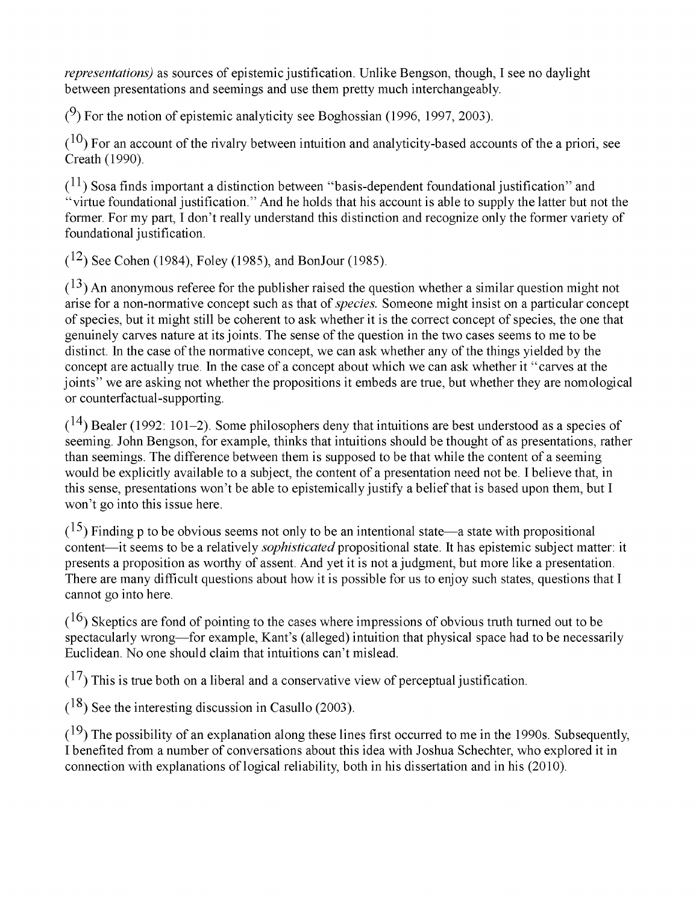*representations)* as sources of epistemic justification. Unlike Bengson, though, I see no daylight between presentations and seemings and use them pretty much interchangeably.

([9]) For the notion of epistemic analyticity see Boghossian (1996, 1997, 2003).

([10]) For an account of the rivalry between intuition and analyticity-based accounts of the a priori, see Creath (1990).

([11]) Sosa finds important a distinction between "basis-dependent foundational justification" and "virtue foundational justification." And he holds that his account is able to supply the latter but not the former. For my part, I don't really understand this distinction and recognize only the former variety of foundational justification.

([12]) See Cohen (1984), Foley (1985), and BonJour (1985).

([13]) An anonymous referee for the publisher raised the question whether a similar question might not arise for a non-normative concept such as that of *species.* Someone might insist on a particular concept of species, but it might still be coherent to ask whether it is the correct concept of species, the one that genuinely carves nature at its joints. The sense of the question in the two cases seems to me to be distinct. In the case of the normative concept, we can ask whether any of the things yielded by the concept are actually true. In the case of a concept about which we can ask whether it "carves at the joints" we are asking not whether the propositions it embeds are true, but whether they are nomological or counterfactual-supporting.

([14]) Bealer (1992: 101–2). Some philosophers deny that intuitions are best understood as a species of seeming. John Bengson, for example, thinks that intuitions should be thought of as presentations, rather than seemings. The difference between them is supposed to be that while the content of a seeming would be explicitly available to a subject, the content of a presentation need not be. I believe that, in this sense, presentations won't be able to epistemically justify a belief that is based upon them, but I won't go into this issue here.

([15]) Finding p to be obvious seems not only to be an intentional state—a state with propositional content—it seems to be a relatively *sophisticated* propositional state. It has epistemic subject matter: it presents a proposition as worthy of assent. And yet it is not a judgment, but more like a presentation. There are many difficult questions about how it is possible for us to enjoy such states, questions that I cannot go into here.

([16]) Skeptics are fond of pointing to the cases where impressions of obvious truth turned out to be spectacularly wrong—for example, Kant's (alleged) intuition that physical space had to be necessarily Euclidean. No one should claim that intuitions can't mislead.

([17]) This is true both on a liberal and a conservative view of perceptual justification.

([18]) See the interesting discussion in Casullo (2003).

([19]) The possibility of an explanation along these lines first occurred to me in the 1990s. Subsequently, I benefited from a number of conversations about this idea with Joshua Schechter, who explored it in connection with explanations of logical reliability, both in his dissertation and in his (2010).